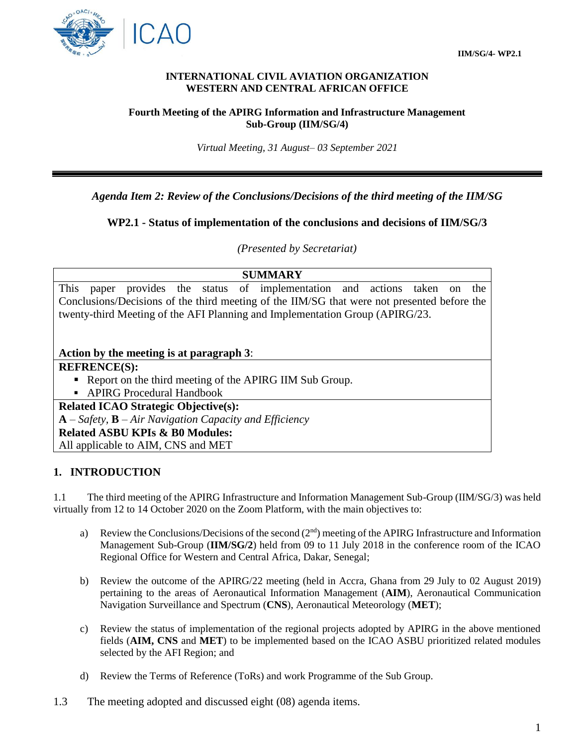IIM/SG/4- WP2.1

**INTERNATIONAL CIVIL AVIATION ORGANIZATION**
**WESTERN AND CENTRAL AFRICAN OFFICE**

**Fourth Meeting of the APIRG Information and Infrastructure Management Sub-Group (IIM/SG/4)**

*Virtual Meeting, 31 August– 03 September 2021*

---

***Agenda Item 2: Review of the Conclusions/Decisions of the third meeting of the IIM/SG***

**WP2.1 - Status of implementation of the conclusions and decisions of IIM/SG/3**

*(Presented by Secretariat)*

| **SUMMARY** |
|---|
| This paper provides the status of implementation and actions taken on the Conclusions/Decisions of the third meeting of the IIM/SG that were not presented before the twenty-third Meeting of the AFI Planning and Implementation Group (APIRG/23.<br><br>**Action by the meeting is at paragraph 3**: |
| **REFRENCE(S):**<br>▪ Report on the third meeting of the APIRG IIM Sub Group.<br>▪ APIRG Procedural Handbook |
| **Related ICAO Strategic Objective(s):**<br>**A** – *Safety*, **B** – *Air Navigation Capacity and Efficiency*<br>**Related ASBU KPIs & B0 Modules:**<br>All applicable to AIM, CNS and MET |

## 1. INTRODUCTION

1.1 The third meeting of the APIRG Infrastructure and Information Management Sub-Group (IIM/SG/3) was held virtually from 12 to 14 October 2020 on the Zoom Platform, with the main objectives to:

a) Review the Conclusions/Decisions of the second (2[nd]) meeting of the APIRG Infrastructure and Information Management Sub-Group (**IIM/SG/2**) held from 09 to 11 July 2018 in the conference room of the ICAO Regional Office for Western and Central Africa, Dakar, Senegal;

b) Review the outcome of the APIRG/22 meeting (held in Accra, Ghana from 29 July to 02 August 2019) pertaining to the areas of Aeronautical Information Management (**AIM**), Aeronautical Communication Navigation Surveillance and Spectrum (**CNS**), Aeronautical Meteorology (**MET**);

c) Review the status of implementation of the regional projects adopted by APIRG in the above mentioned fields (**AIM, CNS** and **MET**) to be implemented based on the ICAO ASBU prioritized related modules selected by the AFI Region; and

d) Review the Terms of Reference (ToRs) and work Programme of the Sub Group.

1.3 The meeting adopted and discussed eight (08) agenda items.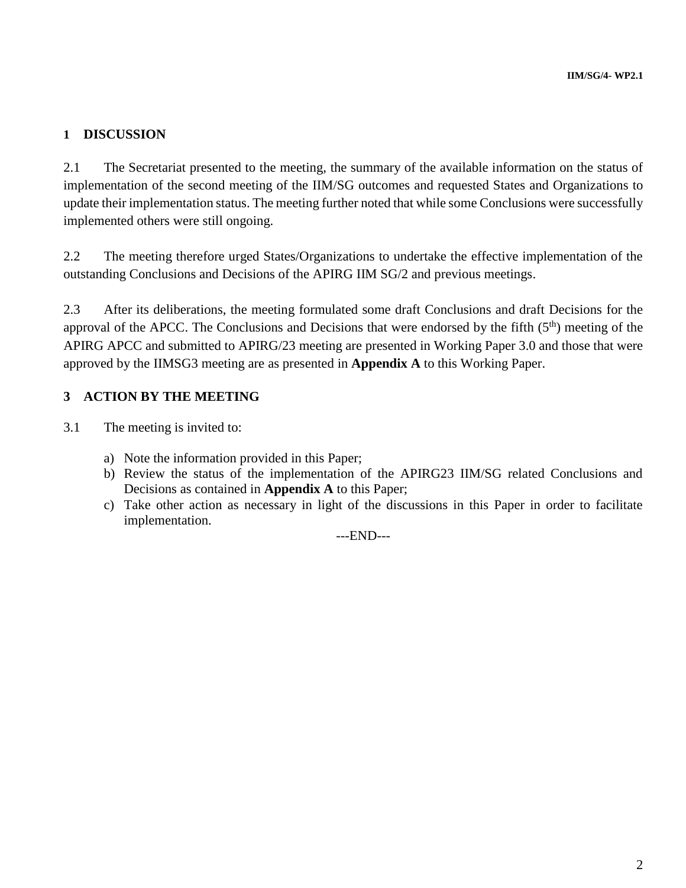## 1 DISCUSSION

2.1 The Secretariat presented to the meeting, the summary of the available information on the status of implementation of the second meeting of the IIM/SG outcomes and requested States and Organizations to update their implementation status. The meeting further noted that while some Conclusions were successfully implemented others were still ongoing.

2.2 The meeting therefore urged States/Organizations to undertake the effective implementation of the outstanding Conclusions and Decisions of the APIRG IIM SG/2 and previous meetings.

2.3 After its deliberations, the meeting formulated some draft Conclusions and draft Decisions for the approval of the APCC. The Conclusions and Decisions that were endorsed by the fifth ($5^{th}$) meeting of the APIRG APCC and submitted to APIRG/23 meeting are presented in Working Paper 3.0 and those that were approved by the IIMSG3 meeting are as presented in **Appendix A** to this Working Paper.

## 3 ACTION BY THE MEETING

3.1 The meeting is invited to:

a) Note the information provided in this Paper;
b) Review the status of the implementation of the APIRG23 IIM/SG related Conclusions and Decisions as contained in **Appendix A** to this Paper;
c) Take other action as necessary in light of the discussions in this Paper in order to facilitate implementation.

---END---